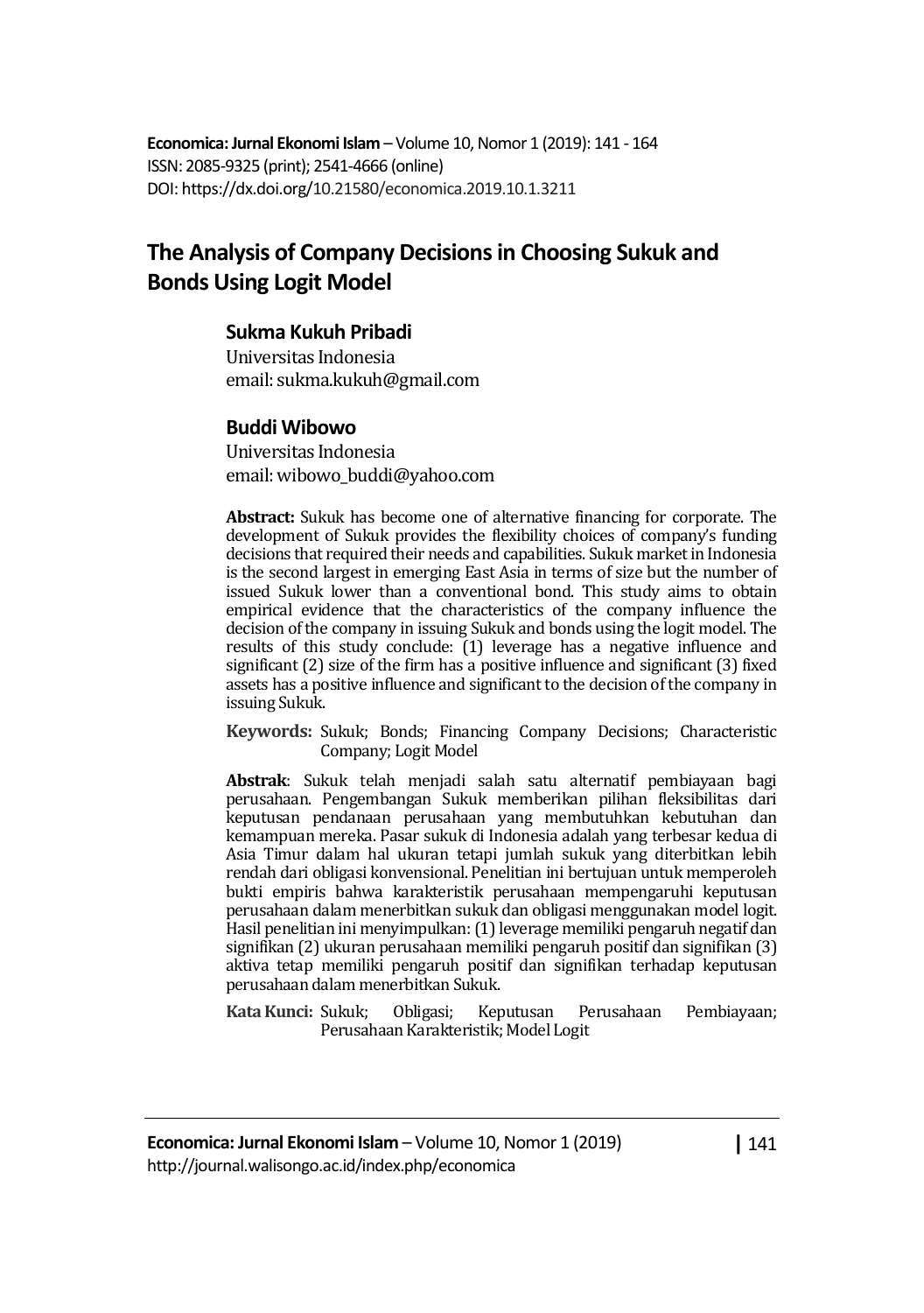**Economica: Jurnal Ekonomi Islam** – Volume 10, Nomor 1 (2019): 141 - 164
ISSN: 2085-9325 (print); 2541-4666 (online)
DOI: https://dx.doi.org/10.21580/economica.2019.10.1.3211

# The Analysis of Company Decisions in Choosing Sukuk and Bonds Using Logit Model

**Sukma Kukuh Pribadi**
Universitas Indonesia
email: sukma.kukuh@gmail.com

**Buddi Wibowo**
Universitas Indonesia
email: wibowo_buddi@yahoo.com

**Abstract:** Sukuk has become one of alternative financing for corporate. The development of Sukuk provides the flexibility choices of company's funding decisions that required their needs and capabilities. Sukuk market in Indonesia is the second largest in emerging East Asia in terms of size but the number of issued Sukuk lower than a conventional bond. This study aims to obtain empirical evidence that the characteristics of the company influence the decision of the company in issuing Sukuk and bonds using the logit model. The results of this study conclude: (1) leverage has a negative influence and significant (2) size of the firm has a positive influence and significant (3) fixed assets has a positive influence and significant to the decision of the company in issuing Sukuk.

**Keywords:** Sukuk; Bonds; Financing Company Decisions; Characteristic Company; Logit Model

**Abstrak**: Sukuk telah menjadi salah satu alternatif pembiayaan bagi perusahaan. Pengembangan Sukuk memberikan pilihan fleksibilitas dari keputusan pendanaan perusahaan yang membutuhkan kebutuhan dan kemampuan mereka. Pasar sukuk di Indonesia adalah yang terbesar kedua di Asia Timur dalam hal ukuran tetapi jumlah sukuk yang diterbitkan lebih rendah dari obligasi konvensional. Penelitian ini bertujuan untuk memperoleh bukti empiris bahwa karakteristik perusahaan mempengaruhi keputusan perusahaan dalam menerbitkan sukuk dan obligasi menggunakan model logit. Hasil penelitian ini menyimpulkan: (1) leverage memiliki pengaruh negatif dan signifikan (2) ukuran perusahaan memiliki pengaruh positif dan signifikan (3) aktiva tetap memiliki pengaruh positif dan signifikan terhadap keputusan perusahaan dalam menerbitkan Sukuk.

**Kata Kunci:** Sukuk; Obligasi; Keputusan Perusahaan Pembiayaan; Perusahaan Karakteristik; Model Logit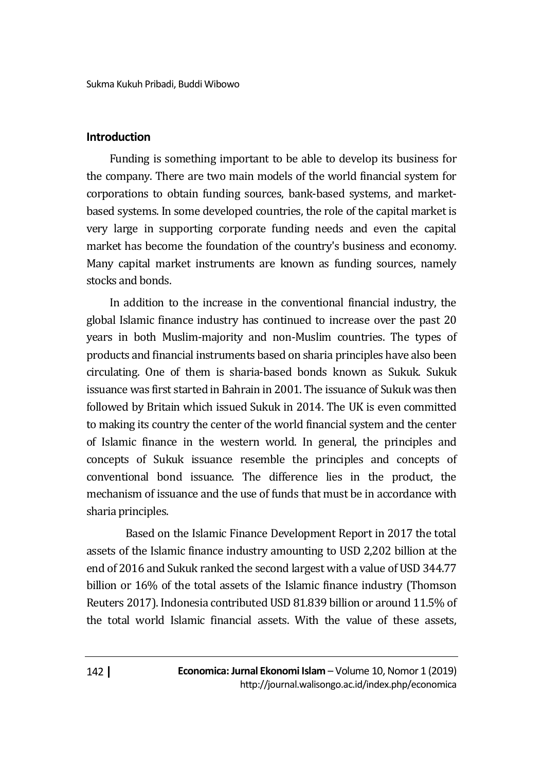## Introduction

Funding is something important to be able to develop its business for the company. There are two main models of the world financial system for corporations to obtain funding sources, bank-based systems, and market-based systems. In some developed countries, the role of the capital market is very large in supporting corporate funding needs and even the capital market has become the foundation of the country's business and economy. Many capital market instruments are known as funding sources, namely stocks and bonds.

In addition to the increase in the conventional financial industry, the global Islamic finance industry has continued to increase over the past 20 years in both Muslim-majority and non-Muslim countries. The types of products and financial instruments based on sharia principles have also been circulating. One of them is sharia-based bonds known as Sukuk. Sukuk issuance was first started in Bahrain in 2001. The issuance of Sukuk was then followed by Britain which issued Sukuk in 2014. The UK is even committed to making its country the center of the world financial system and the center of Islamic finance in the western world. In general, the principles and concepts of Sukuk issuance resemble the principles and concepts of conventional bond issuance. The difference lies in the product, the mechanism of issuance and the use of funds that must be in accordance with sharia principles.

Based on the Islamic Finance Development Report in 2017 the total assets of the Islamic finance industry amounting to USD 2,202 billion at the end of 2016 and Sukuk ranked the second largest with a value of USD 344.77 billion or 16% of the total assets of the Islamic finance industry (Thomson Reuters 2017). Indonesia contributed USD 81.839 billion or around 11.5% of the total world Islamic financial assets. With the value of these assets,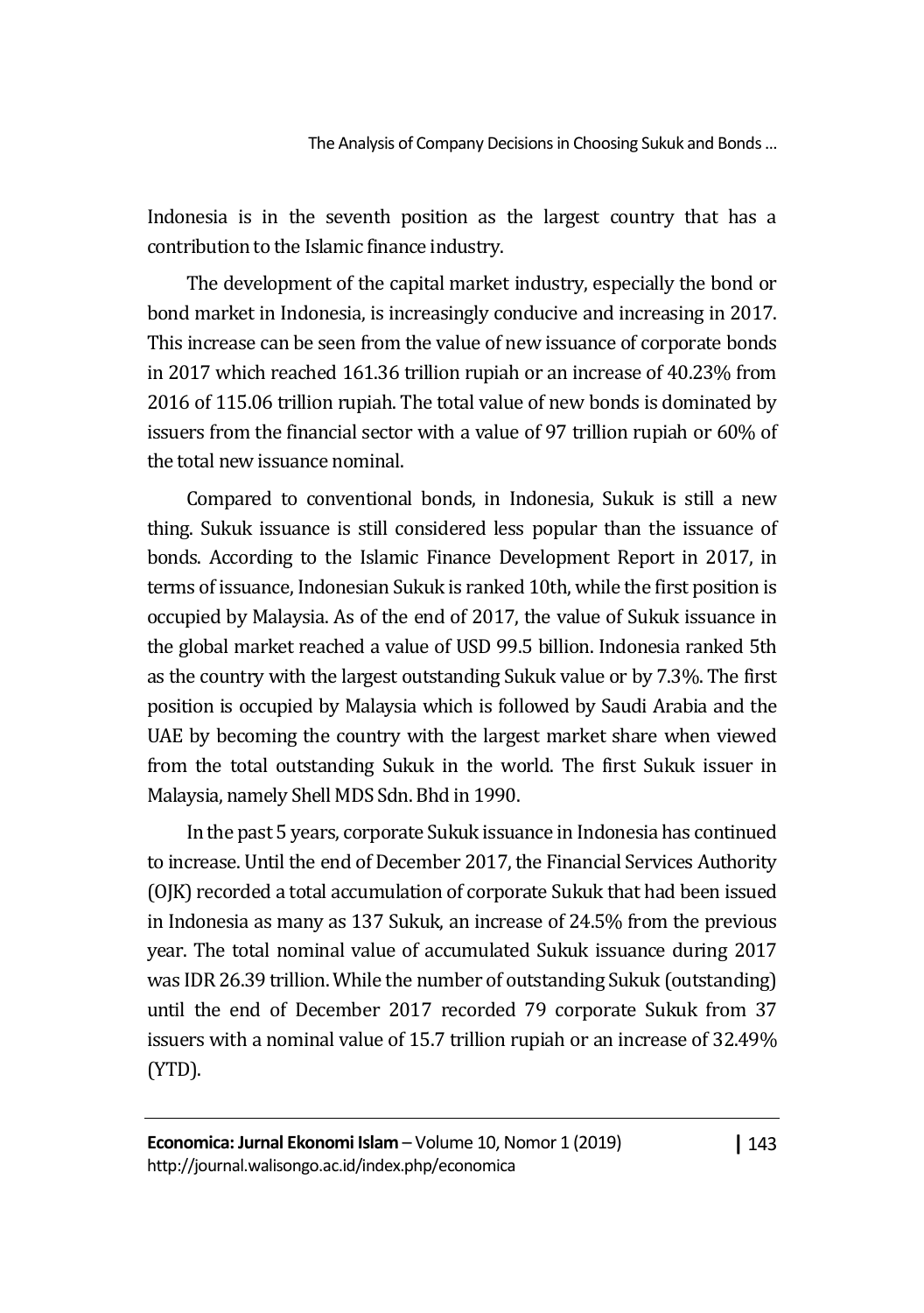Indonesia is in the seventh position as the largest country that has a contribution to the Islamic finance industry.

The development of the capital market industry, especially the bond or bond market in Indonesia, is increasingly conducive and increasing in 2017. This increase can be seen from the value of new issuance of corporate bonds in 2017 which reached 161.36 trillion rupiah or an increase of 40.23% from 2016 of 115.06 trillion rupiah. The total value of new bonds is dominated by issuers from the financial sector with a value of 97 trillion rupiah or 60% of the total new issuance nominal.

Compared to conventional bonds, in Indonesia, Sukuk is still a new thing. Sukuk issuance is still considered less popular than the issuance of bonds. According to the Islamic Finance Development Report in 2017, in terms of issuance, Indonesian Sukuk is ranked 10th, while the first position is occupied by Malaysia. As of the end of 2017, the value of Sukuk issuance in the global market reached a value of USD 99.5 billion. Indonesia ranked 5th as the country with the largest outstanding Sukuk value or by 7.3%. The first position is occupied by Malaysia which is followed by Saudi Arabia and the UAE by becoming the country with the largest market share when viewed from the total outstanding Sukuk in the world. The first Sukuk issuer in Malaysia, namely Shell MDS Sdn. Bhd in 1990.

In the past 5 years, corporate Sukuk issuance in Indonesia has continued to increase. Until the end of December 2017, the Financial Services Authority (OJK) recorded a total accumulation of corporate Sukuk that had been issued in Indonesia as many as 137 Sukuk, an increase of 24.5% from the previous year. The total nominal value of accumulated Sukuk issuance during 2017 was IDR 26.39 trillion. While the number of outstanding Sukuk (outstanding) until the end of December 2017 recorded 79 corporate Sukuk from 37 issuers with a nominal value of 15.7 trillion rupiah or an increase of 32.49% (YTD).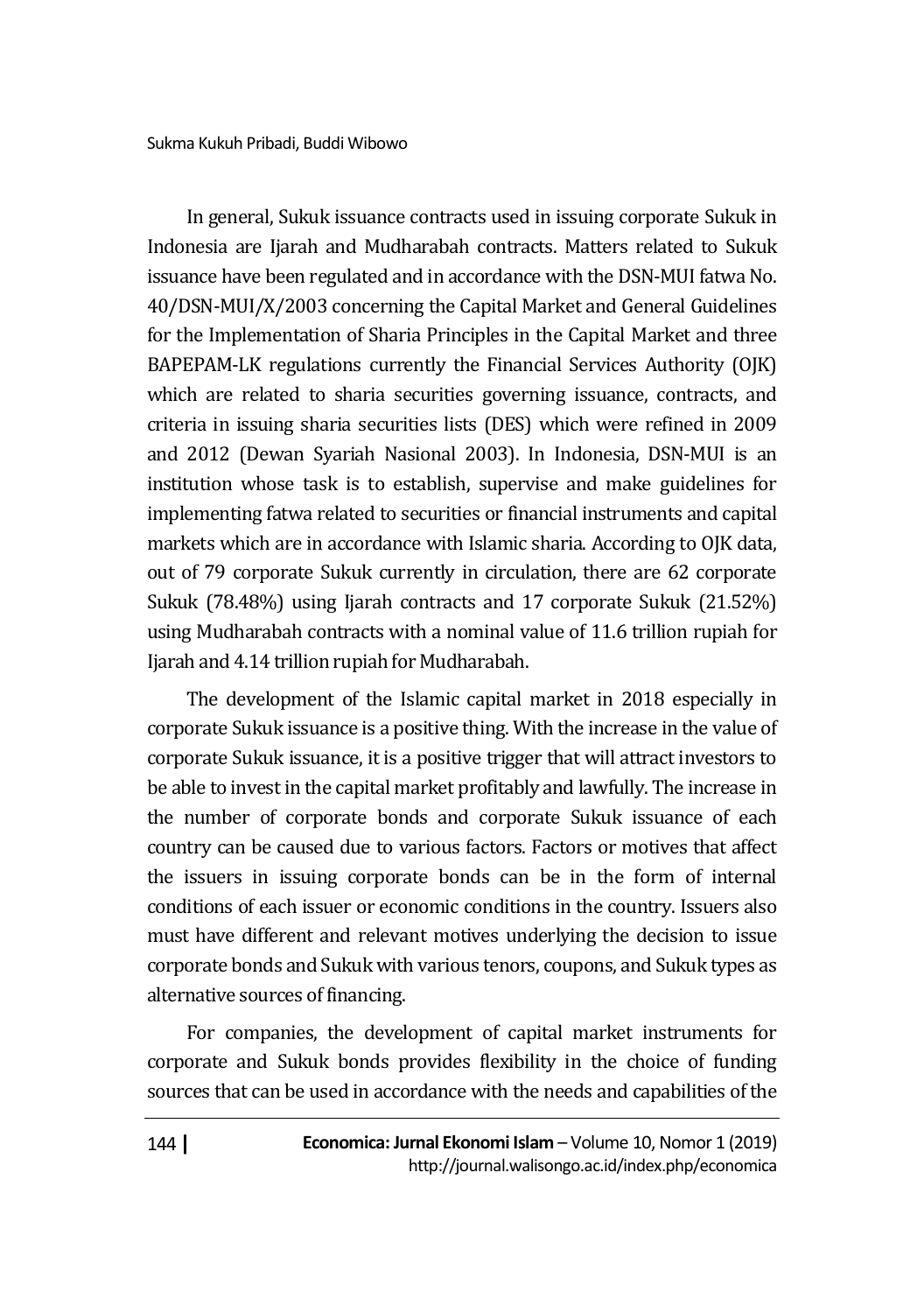In general, Sukuk issuance contracts used in issuing corporate Sukuk in Indonesia are Ijarah and Mudharabah contracts. Matters related to Sukuk issuance have been regulated and in accordance with the DSN-MUI fatwa No. 40/DSN-MUI/X/2003 concerning the Capital Market and General Guidelines for the Implementation of Sharia Principles in the Capital Market and three BAPEPAM-LK regulations currently the Financial Services Authority (OJK) which are related to sharia securities governing issuance, contracts, and criteria in issuing sharia securities lists (DES) which were refined in 2009 and 2012 (Dewan Syariah Nasional 2003). In Indonesia, DSN-MUI is an institution whose task is to establish, supervise and make guidelines for implementing fatwa related to securities or financial instruments and capital markets which are in accordance with Islamic sharia. According to OJK data, out of 79 corporate Sukuk currently in circulation, there are 62 corporate Sukuk (78.48%) using Ijarah contracts and 17 corporate Sukuk (21.52%) using Mudharabah contracts with a nominal value of 11.6 trillion rupiah for Ijarah and 4.14 trillion rupiah for Mudharabah.

The development of the Islamic capital market in 2018 especially in corporate Sukuk issuance is a positive thing. With the increase in the value of corporate Sukuk issuance, it is a positive trigger that will attract investors to be able to invest in the capital market profitably and lawfully. The increase in the number of corporate bonds and corporate Sukuk issuance of each country can be caused due to various factors. Factors or motives that affect the issuers in issuing corporate bonds can be in the form of internal conditions of each issuer or economic conditions in the country. Issuers also must have different and relevant motives underlying the decision to issue corporate bonds and Sukuk with various tenors, coupons, and Sukuk types as alternative sources of financing.

For companies, the development of capital market instruments for corporate and Sukuk bonds provides flexibility in the choice of funding sources that can be used in accordance with the needs and capabilities of the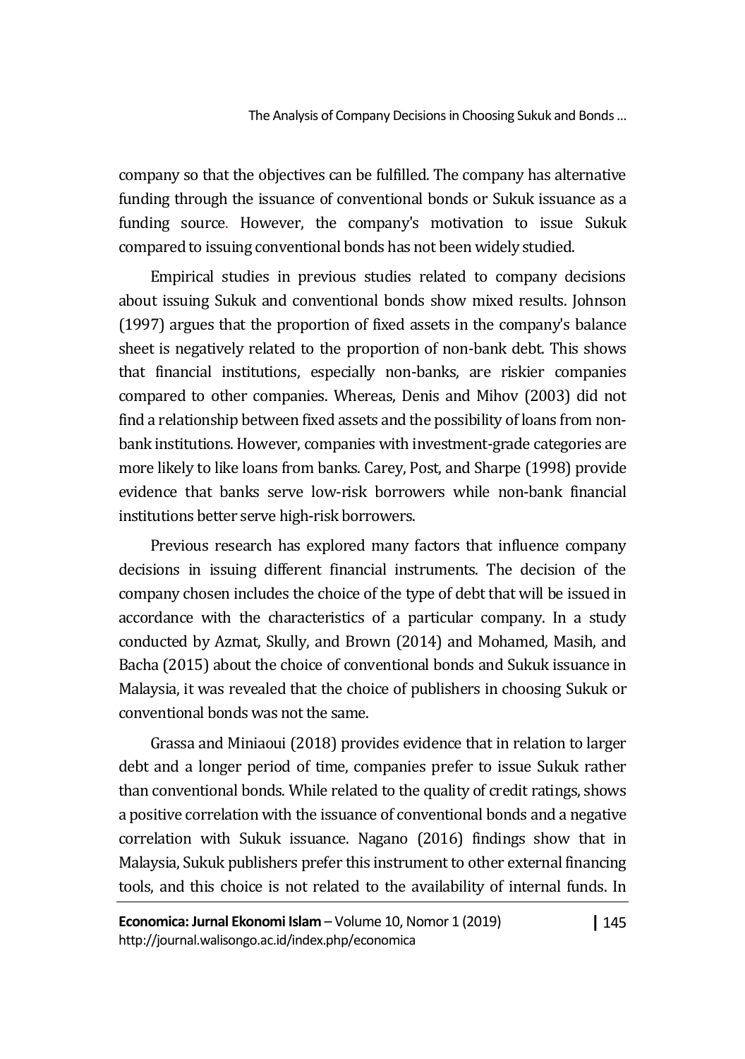company so that the objectives can be fulfilled. The company has alternative funding through the issuance of conventional bonds or Sukuk issuance as a funding source. However, the company's motivation to issue Sukuk compared to issuing conventional bonds has not been widely studied.

Empirical studies in previous studies related to company decisions about issuing Sukuk and conventional bonds show mixed results. Johnson (1997) argues that the proportion of fixed assets in the company's balance sheet is negatively related to the proportion of non-bank debt. This shows that financial institutions, especially non-banks, are riskier companies compared to other companies. Whereas, Denis and Mihov (2003) did not find a relationship between fixed assets and the possibility of loans from non-bank institutions. However, companies with investment-grade categories are more likely to like loans from banks. Carey, Post, and Sharpe (1998) provide evidence that banks serve low-risk borrowers while non-bank financial institutions better serve high-risk borrowers.

Previous research has explored many factors that influence company decisions in issuing different financial instruments. The decision of the company chosen includes the choice of the type of debt that will be issued in accordance with the characteristics of a particular company. In a study conducted by Azmat, Skully, and Brown (2014) and Mohamed, Masih, and Bacha (2015) about the choice of conventional bonds and Sukuk issuance in Malaysia, it was revealed that the choice of publishers in choosing Sukuk or conventional bonds was not the same.

Grassa and Miniaoui (2018) provides evidence that in relation to larger debt and a longer period of time, companies prefer to issue Sukuk rather than conventional bonds. While related to the quality of credit ratings, shows a positive correlation with the issuance of conventional bonds and a negative correlation with Sukuk issuance. Nagano (2016) findings show that in Malaysia, Sukuk publishers prefer this instrument to other external financing tools, and this choice is not related to the availability of internal funds. In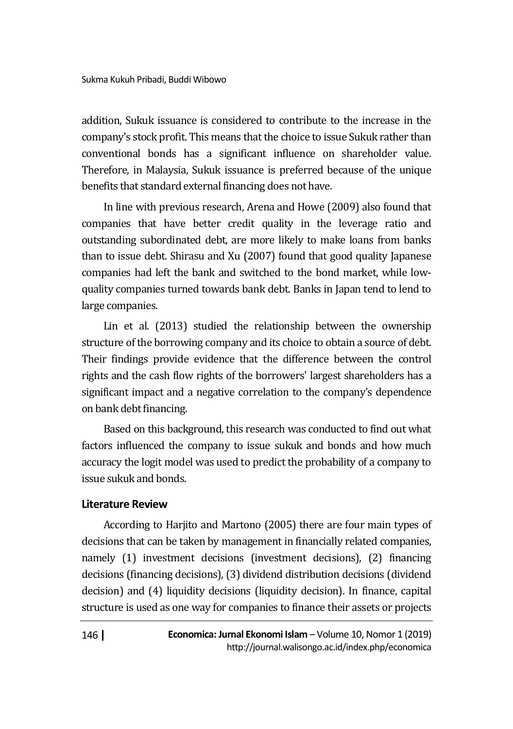addition, Sukuk issuance is considered to contribute to the increase in the company's stock profit. This means that the choice to issue Sukuk rather than conventional bonds has a significant influence on shareholder value. Therefore, in Malaysia, Sukuk issuance is preferred because of the unique benefits that standard external financing does not have.

In line with previous research, Arena and Howe (2009) also found that companies that have better credit quality in the leverage ratio and outstanding subordinated debt, are more likely to make loans from banks than to issue debt. Shirasu and Xu (2007) found that good quality Japanese companies had left the bank and switched to the bond market, while low-quality companies turned towards bank debt. Banks in Japan tend to lend to large companies.

Lin et al. (2013) studied the relationship between the ownership structure of the borrowing company and its choice to obtain a source of debt. Their findings provide evidence that the difference between the control rights and the cash flow rights of the borrowers' largest shareholders has a significant impact and a negative correlation to the company's dependence on bank debt financing.

Based on this background, this research was conducted to find out what factors influenced the company to issue sukuk and bonds and how much accuracy the logit model was used to predict the probability of a company to issue sukuk and bonds.

## Literature Review

According to Harjito and Martono (2005) there are four main types of decisions that can be taken by management in financially related companies, namely (1) investment decisions (investment decisions), (2) financing decisions (financing decisions), (3) dividend distribution decisions (dividend decision) and (4) liquidity decisions (liquidity decision). In finance, capital structure is used as one way for companies to finance their assets or projects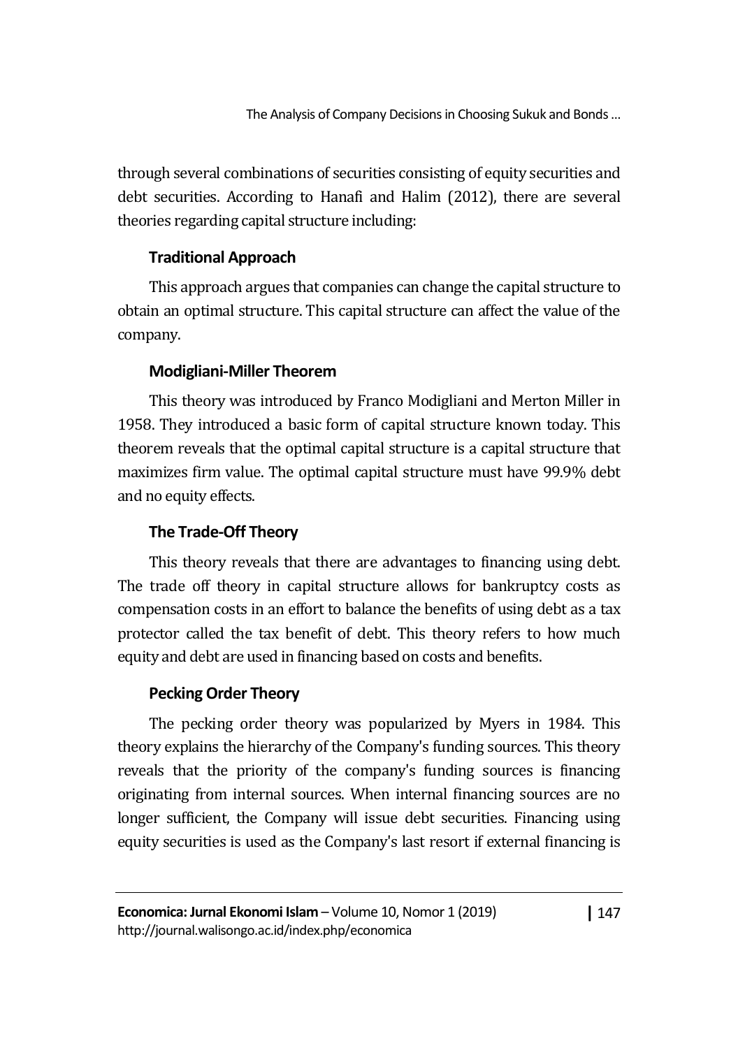through several combinations of securities consisting of equity securities and debt securities. According to Hanafi and Halim (2012), there are several theories regarding capital structure including:

### Traditional Approach

This approach argues that companies can change the capital structure to obtain an optimal structure. This capital structure can affect the value of the company.

### Modigliani-Miller Theorem

This theory was introduced by Franco Modigliani and Merton Miller in 1958. They introduced a basic form of capital structure known today. This theorem reveals that the optimal capital structure is a capital structure that maximizes firm value. The optimal capital structure must have 99.9% debt and no equity effects.

### The Trade-Off Theory

This theory reveals that there are advantages to financing using debt. The trade off theory in capital structure allows for bankruptcy costs as compensation costs in an effort to balance the benefits of using debt as a tax protector called the tax benefit of debt. This theory refers to how much equity and debt are used in financing based on costs and benefits.

### Pecking Order Theory

The pecking order theory was popularized by Myers in 1984. This theory explains the hierarchy of the Company's funding sources. This theory reveals that the priority of the company's funding sources is financing originating from internal sources. When internal financing sources are no longer sufficient, the Company will issue debt securities. Financing using equity securities is used as the Company's last resort if external financing is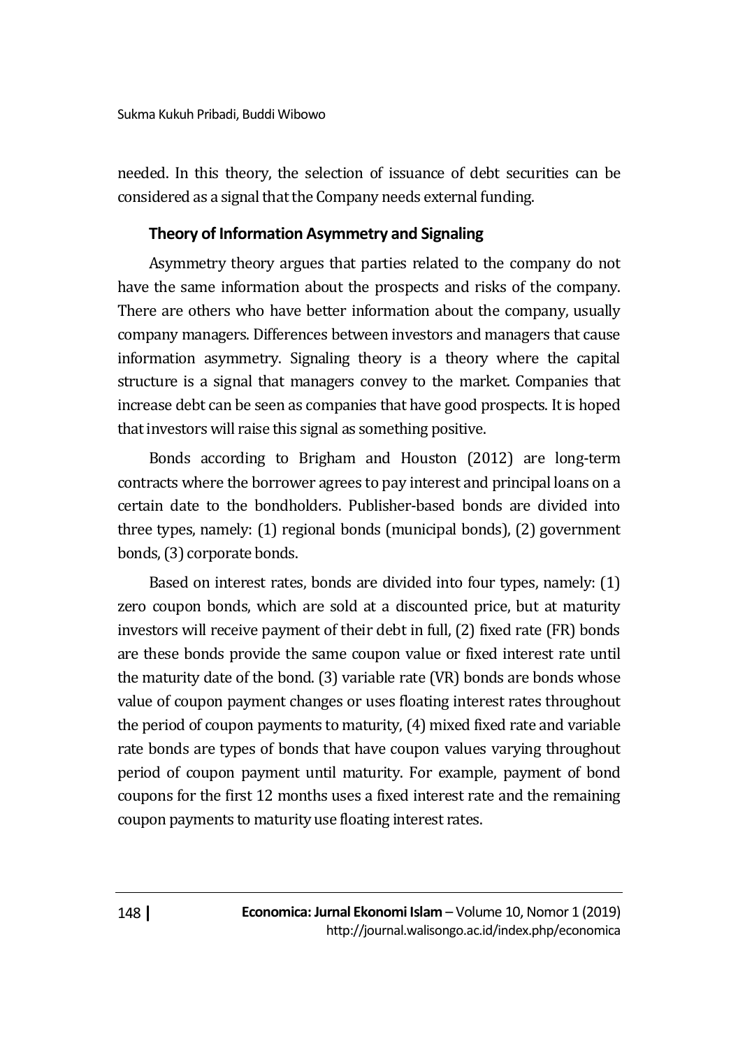needed. In this theory, the selection of issuance of debt securities can be considered as a signal that the Company needs external funding.

### Theory of Information Asymmetry and Signaling

Asymmetry theory argues that parties related to the company do not have the same information about the prospects and risks of the company. There are others who have better information about the company, usually company managers. Differences between investors and managers that cause information asymmetry. Signaling theory is a theory where the capital structure is a signal that managers convey to the market. Companies that increase debt can be seen as companies that have good prospects. It is hoped that investors will raise this signal as something positive.

Bonds according to Brigham and Houston (2012) are long-term contracts where the borrower agrees to pay interest and principal loans on a certain date to the bondholders. Publisher-based bonds are divided into three types, namely: (1) regional bonds (municipal bonds), (2) government bonds, (3) corporate bonds.

Based on interest rates, bonds are divided into four types, namely: (1) zero coupon bonds, which are sold at a discounted price, but at maturity investors will receive payment of their debt in full, (2) fixed rate (FR) bonds are these bonds provide the same coupon value or fixed interest rate until the maturity date of the bond. (3) variable rate (VR) bonds are bonds whose value of coupon payment changes or uses floating interest rates throughout the period of coupon payments to maturity, (4) mixed fixed rate and variable rate bonds are types of bonds that have coupon values varying throughout period of coupon payment until maturity. For example, payment of bond coupons for the first 12 months uses a fixed interest rate and the remaining coupon payments to maturity use floating interest rates.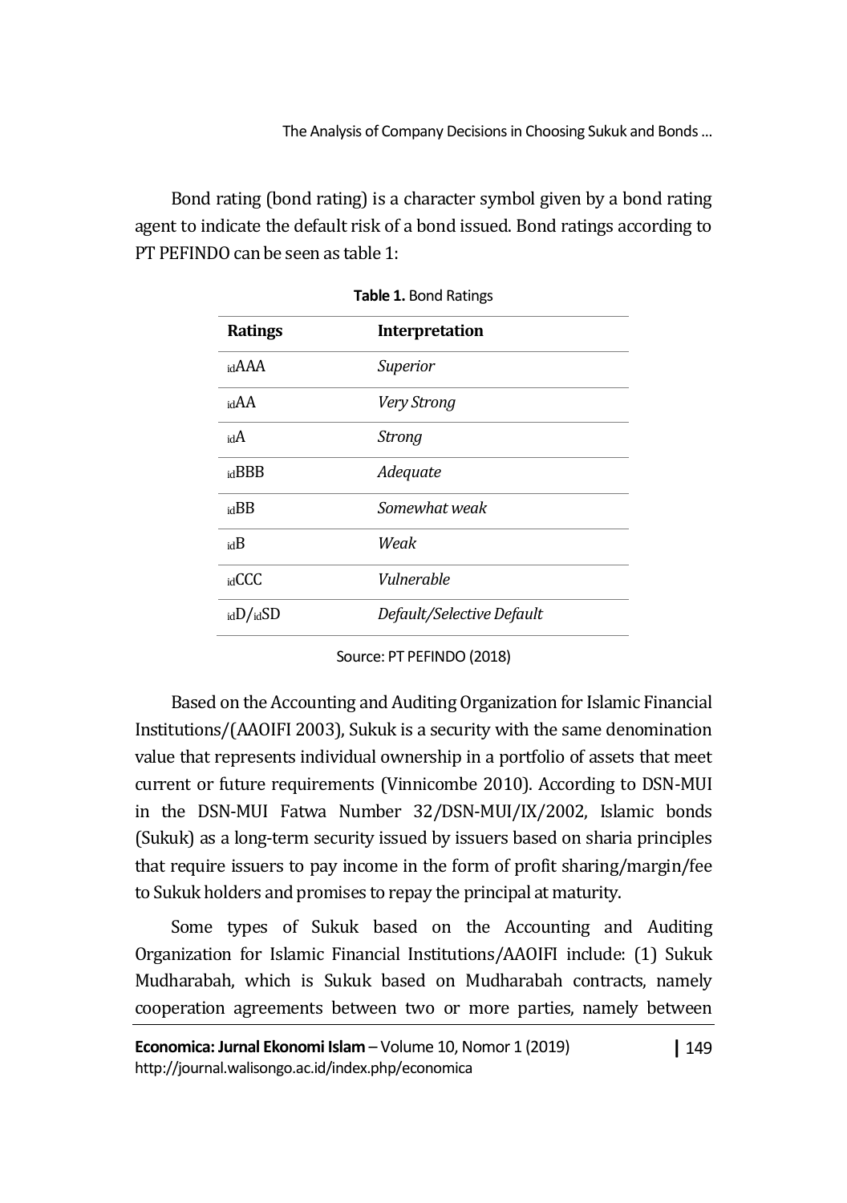Bond rating (bond rating) is a character symbol given by a bond rating agent to indicate the default risk of a bond issued. Bond ratings according to PT PEFINDO can be seen as table 1:

**Table 1.** Bond Ratings

| Ratings | Interpretation |
|---|---|
| $_{id}$AAA | *Superior* |
| $_{id}$AA | *Very Strong* |
| $_{id}$A | *Strong* |
| $_{id}$BBB | *Adequate* |
| $_{id}$BB | *Somewhat weak* |
| $_{id}$B | *Weak* |
| $_{id}$CCC | *Vulnerable* |
| $_{id}$D/$_{id}$SD | *Default/Selective Default* |

Source: PT PEFINDO (2018)

Based on the Accounting and Auditing Organization for Islamic Financial Institutions/(AAOIFI 2003), Sukuk is a security with the same denomination value that represents individual ownership in a portfolio of assets that meet current or future requirements (Vinnicombe 2010). According to DSN-MUI in the DSN-MUI Fatwa Number 32/DSN-MUI/IX/2002, Islamic bonds (Sukuk) as a long-term security issued by issuers based on sharia principles that require issuers to pay income in the form of profit sharing/margin/fee to Sukuk holders and promises to repay the principal at maturity.

Some types of Sukuk based on the Accounting and Auditing Organization for Islamic Financial Institutions/AAOIFI include: (1) Sukuk Mudharabah, which is Sukuk based on Mudharabah contracts, namely cooperation agreements between two or more parties, namely between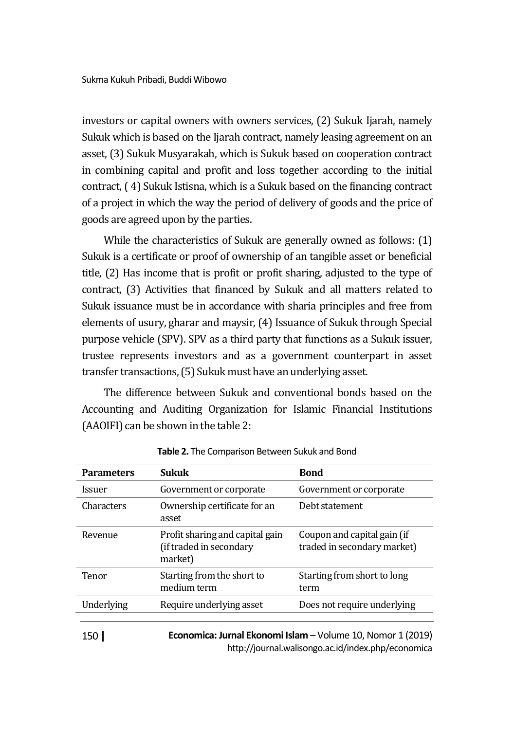investors or capital owners with owners services, (2) Sukuk Ijarah, namely Sukuk which is based on the Ijarah contract, namely leasing agreement on an asset, (3) Sukuk Musyarakah, which is Sukuk based on cooperation contract in combining capital and profit and loss together according to the initial contract, ( 4) Sukuk Istisna, which is a Sukuk based on the financing contract of a project in which the way the period of delivery of goods and the price of goods are agreed upon by the parties.

While the characteristics of Sukuk are generally owned as follows: (1) Sukuk is a certificate or proof of ownership of an tangible asset or beneficial title, (2) Has income that is profit or profit sharing, adjusted to the type of contract, (3) Activities that financed by Sukuk and all matters related to Sukuk issuance must be in accordance with sharia principles and free from elements of usury, gharar and maysir, (4) Issuance of Sukuk through Special purpose vehicle (SPV). SPV as a third party that functions as a Sukuk issuer, trustee represents investors and as a government counterpart in asset transfer transactions, (5) Sukuk must have an underlying asset.

The difference between Sukuk and conventional bonds based on the Accounting and Auditing Organization for Islamic Financial Institutions (AAOIFI) can be shown in the table 2:

**Table 2.** The Comparison Between Sukuk and Bond

| Parameters | Sukuk | Bond |
|---|---|---|
| Issuer | Government or corporate | Government or corporate |
| Characters | Ownership certificate for an asset | Debt statement |
| Revenue | Profit sharing and capital gain (if traded in secondary market) | Coupon and capital gain (if traded in secondary market) |
| Tenor | Starting from the short to medium term | Starting from short to long term |
| Underlying | Require underlying asset | Does not require underlying |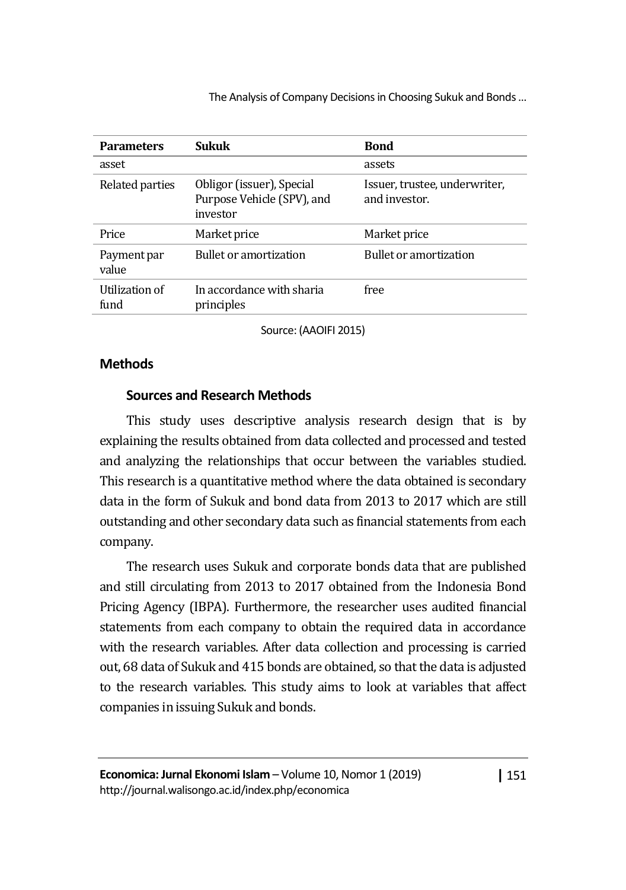| Parameters | Sukuk | Bond |
|---|---|---|
| asset | | assets |
| Related parties | Obligor (issuer), Special Purpose Vehicle (SPV), and investor | Issuer, trustee, underwriter, and investor. |
| Price | Market price | Market price |
| Payment par value | Bullet or amortization | Bullet or amortization |
| Utilization of fund | In accordance with sharia principles | free |

Source: (AAOIFI 2015)

## Methods

### Sources and Research Methods

This study uses descriptive analysis research design that is by explaining the results obtained from data collected and processed and tested and analyzing the relationships that occur between the variables studied. This research is a quantitative method where the data obtained is secondary data in the form of Sukuk and bond data from 2013 to 2017 which are still outstanding and other secondary data such as financial statements from each company.

The research uses Sukuk and corporate bonds data that are published and still circulating from 2013 to 2017 obtained from the Indonesia Bond Pricing Agency (IBPA). Furthermore, the researcher uses audited financial statements from each company to obtain the required data in accordance with the research variables. After data collection and processing is carried out, 68 data of Sukuk and 415 bonds are obtained, so that the data is adjusted to the research variables. This study aims to look at variables that affect companies in issuing Sukuk and bonds.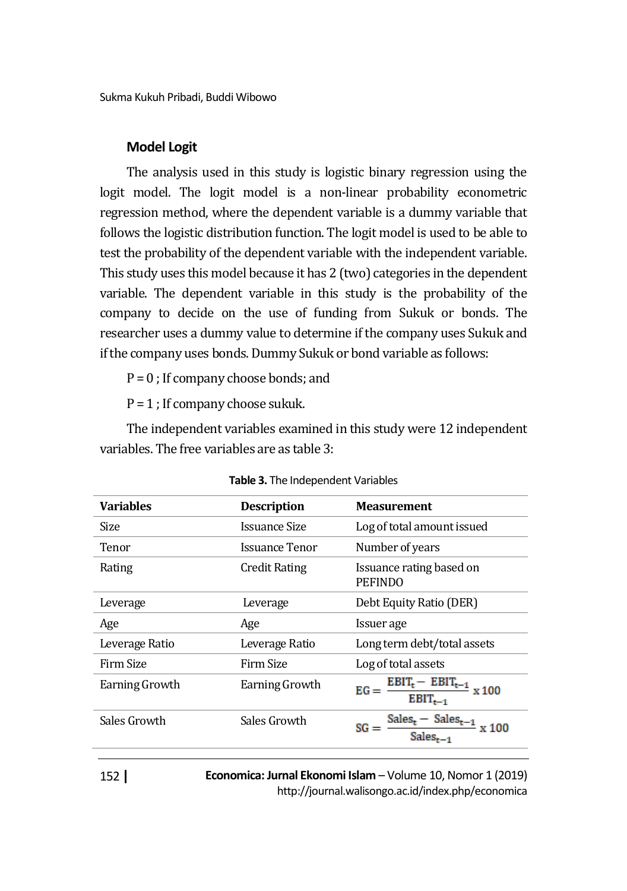## Model Logit

The analysis used in this study is logistic binary regression using the logit model. The logit model is a non-linear probability econometric regression method, where the dependent variable is a dummy variable that follows the logistic distribution function. The logit model is used to be able to test the probability of the dependent variable with the independent variable. This study uses this model because it has 2 (two) categories in the dependent variable. The dependent variable in this study is the probability of the company to decide on the use of funding from Sukuk or bonds. The researcher uses a dummy value to determine if the company uses Sukuk and if the company uses bonds. Dummy Sukuk or bond variable as follows:

P = 0 ; If company choose bonds; and

P = 1 ; If company choose sukuk.

The independent variables examined in this study were 12 independent variables. The free variables are as table 3:

**Table 3.** The Independent Variables

| Variables | Description | Measurement |
|---|---|---|
| Size | Issuance Size | Log of total amount issued |
| Tenor | Issuance Tenor | Number of years |
| Rating | Credit Rating | Issuance rating based on PEFINDO |
| Leverage | Leverage | Debt Equity Ratio (DER) |
| Age | Age | Issuer age |
| Leverage Ratio | Leverage Ratio | Long term debt/total assets |
| Firm Size | Firm Size | Log of total assets |
| Earning Growth | Earning Growth | $EG = \frac{EBIT_t - EBIT_{t-1}}{EBIT_{t-1}} \times 100$ |
| Sales Growth | Sales Growth | $SG = \frac{Sales_t - Sales_{t-1}}{Sales_{t-1}} \times 100$ |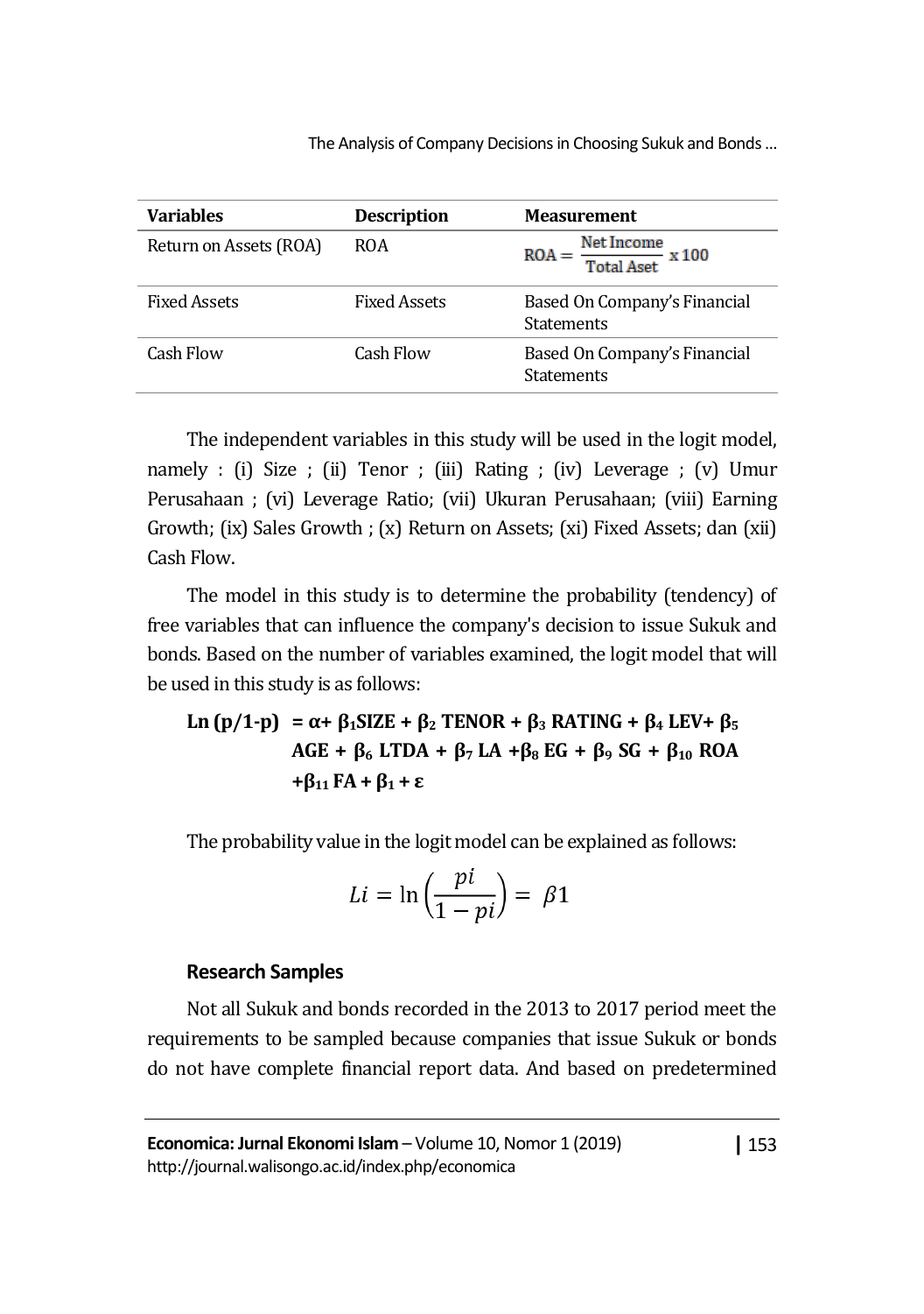| Variables | Description | Measurement |
| --- | --- | --- |
| Return on Assets (ROA) | ROA | $ROA = \frac{\text{Net Income}}{\text{Total Aset}} \times 100$ |
| Fixed Assets | Fixed Assets | Based On Company's Financial Statements |
| Cash Flow | Cash Flow | Based On Company's Financial Statements |

The independent variables in this study will be used in the logit model, namely : (i) Size ; (ii) Tenor ; (iii) Rating ; (iv) Leverage ; (v) Umur Perusahaan ; (vi) Leverage Ratio; (vii) Ukuran Perusahaan; (viii) Earning Growth; (ix) Sales Growth ; (x) Return on Assets; (xi) Fixed Assets; dan (xii) Cash Flow.

The model in this study is to determine the probability (tendency) of free variables that can influence the company's decision to issue Sukuk and bonds. Based on the number of variables examined, the logit model that will be used in this study is as follows:

$$\textbf{Ln (p/1-p)} = \alpha + \beta_1 SIZE + \beta_2 TENOR + \beta_3 RATING + \beta_4 LEV + \beta_5 AGE + \beta_6 LTDA + \beta_7 LA + \beta_8 EG + \beta_9 SG + \beta_{10} ROA + \beta_{11} FA + \beta_1 + \varepsilon$$

The probability value in the logit model can be explained as follows:

$$Li = \ln\left(\frac{pi}{1 - pi}\right) = \beta 1$$

### Research Samples

Not all Sukuk and bonds recorded in the 2013 to 2017 period meet the requirements to be sampled because companies that issue Sukuk or bonds do not have complete financial report data. And based on predetermined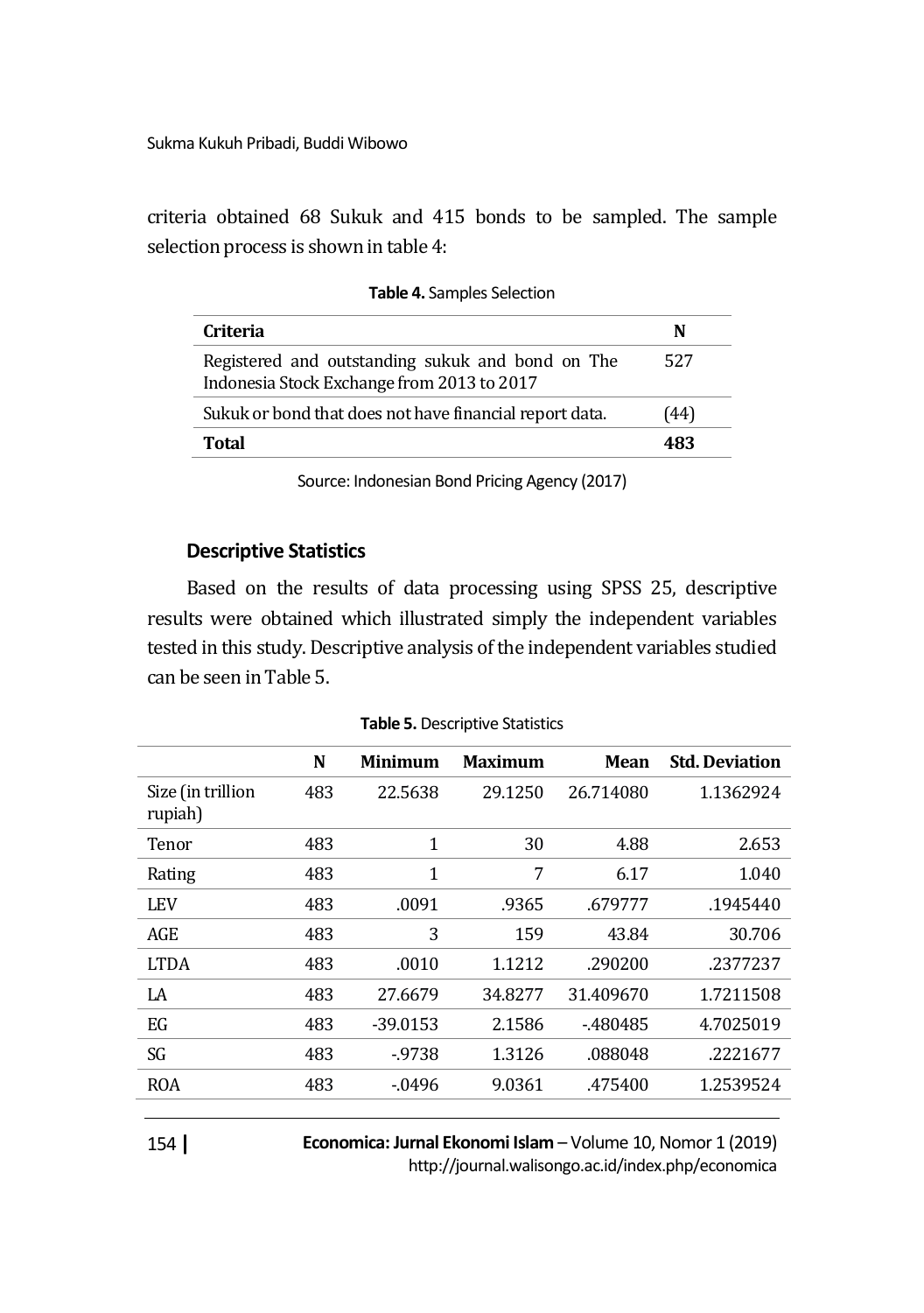criteria obtained 68 Sukuk and 415 bonds to be sampled. The sample selection process is shown in table 4:

**Table 4.** Samples Selection

| Criteria | N |
|---|---|
| Registered and outstanding sukuk and bond on The Indonesia Stock Exchange from 2013 to 2017 | 527 |
| Sukuk or bond that does not have financial report data. | (44) |
| **Total** | **483** |

Source: Indonesian Bond Pricing Agency (2017)

### Descriptive Statistics

Based on the results of data processing using SPSS 25, descriptive results were obtained which illustrated simply the independent variables tested in this study. Descriptive analysis of the independent variables studied can be seen in Table 5.

**Table 5.** Descriptive Statistics

| | N | Minimum | Maximum | Mean | Std. Deviation |
|---|---|---|---|---|---|
| Size (in trillion rupiah) | 483 | 22.5638 | 29.1250 | 26.714080 | 1.1362924 |
| Tenor | 483 | 1 | 30 | 4.88 | 2.653 |
| Rating | 483 | 1 | 7 | 6.17 | 1.040 |
| LEV | 483 | .0091 | .9365 | .679777 | .1945440 |
| AGE | 483 | 3 | 159 | 43.84 | 30.706 |
| LTDA | 483 | .0010 | 1.1212 | .290200 | .2377237 |
| LA | 483 | 27.6679 | 34.8277 | 31.409670 | 1.7211508 |
| EG | 483 | -39.0153 | 2.1586 | -.480485 | 4.7025019 |
| SG | 483 | -.9738 | 1.3126 | .088048 | .2221677 |
| ROA | 483 | -.0496 | 9.0361 | .475400 | 1.2539524 |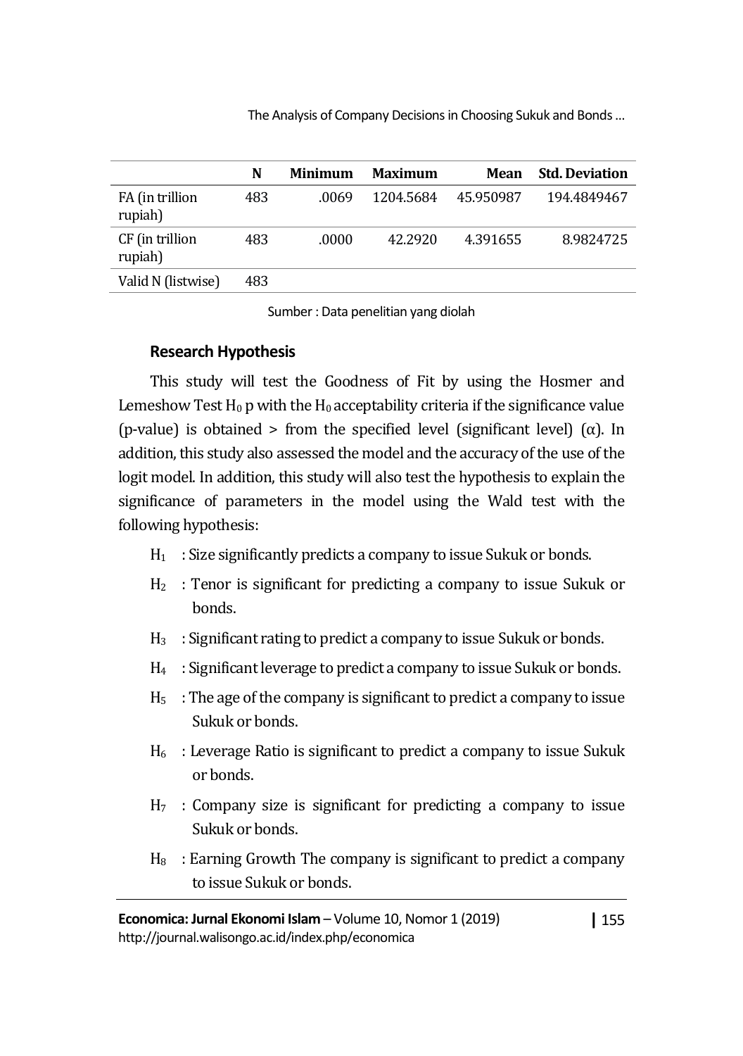|  | N | Minimum | Maximum | Mean | Std. Deviation |
| --- | --- | --- | --- | --- | --- |
| FA (in trillion rupiah) | 483 | .0069 | 1204.5684 | 45.950987 | 194.4849467 |
| CF (in trillion rupiah) | 483 | .0000 | 42.2920 | 4.391655 | 8.9824725 |
| Valid N (listwise) | 483 |  |  |  |  |

Sumber : Data penelitian yang diolah

### Research Hypothesis

This study will test the Goodness of Fit by using the Hosmer and Lemeshow Test $H_0$ p with the $H_0$ acceptability criteria if the significance value (p-value) is obtained > from the specified level (significant level) ($\alpha$). In addition, this study also assessed the model and the accuracy of the use of the logit model. In addition, this study will also test the hypothesis to explain the significance of parameters in the model using the Wald test with the following hypothesis:

- $H_1$ : Size significantly predicts a company to issue Sukuk or bonds.
- $H_2$ : Tenor is significant for predicting a company to issue Sukuk or bonds.
- $H_3$ : Significant rating to predict a company to issue Sukuk or bonds.
- $H_4$ : Significant leverage to predict a company to issue Sukuk or bonds.
- $H_5$ : The age of the company is significant to predict a company to issue Sukuk or bonds.
- $H_6$ : Leverage Ratio is significant to predict a company to issue Sukuk or bonds.
- $H_7$ : Company size is significant for predicting a company to issue Sukuk or bonds.
- $H_8$ : Earning Growth The company is significant to predict a company to issue Sukuk or bonds.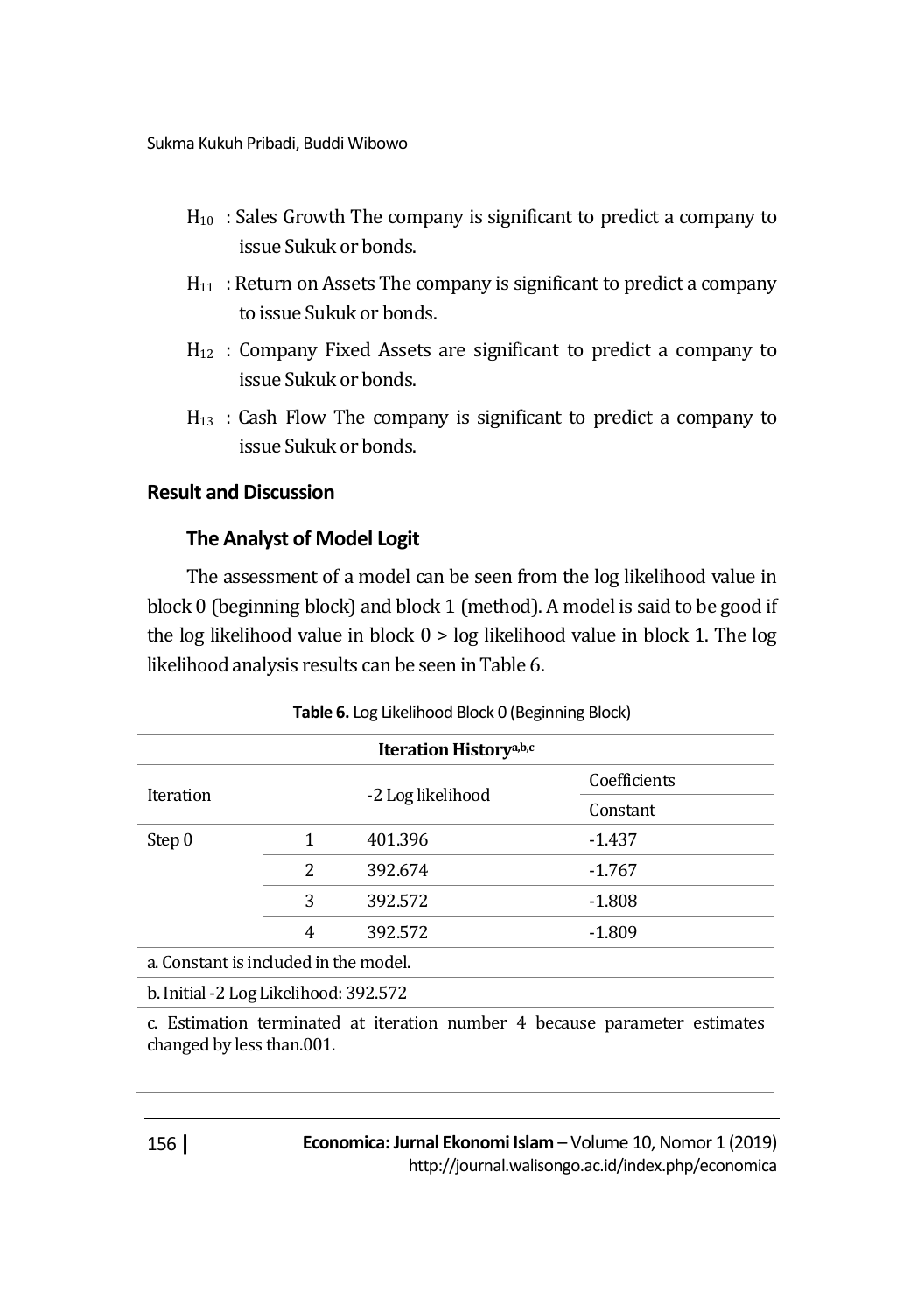- $H_{10}$ : Sales Growth The company is significant to predict a company to issue Sukuk or bonds.
- $H_{11}$ : Return on Assets The company is significant to predict a company to issue Sukuk or bonds.
- $H_{12}$ : Company Fixed Assets are significant to predict a company to issue Sukuk or bonds.
- $H_{13}$ : Cash Flow The company is significant to predict a company to issue Sukuk or bonds.

## Result and Discussion

### The Analyst of Model Logit

The assessment of a model can be seen from the log likelihood value in block 0 (beginning block) and block 1 (method). A model is said to be good if the log likelihood value in block 0 > log likelihood value in block 1. The log likelihood analysis results can be seen in Table 6.

**Table 6.** Log Likelihood Block 0 (Beginning Block)

| Iteration History[a,b,c] | | | |
|---|---|---|---|
| Iteration | | -2 Log likelihood | Coefficients |
| | | | Constant |
| Step 0 | 1 | 401.396 | -1.437 |
| | 2 | 392.674 | -1.767 |
| | 3 | 392.572 | -1.808 |
| | 4 | 392.572 | -1.809 |

a. Constant is included in the model.

b. Initial -2 Log Likelihood: 392.572

c. Estimation terminated at iteration number 4 because parameter estimates changed by less than.001.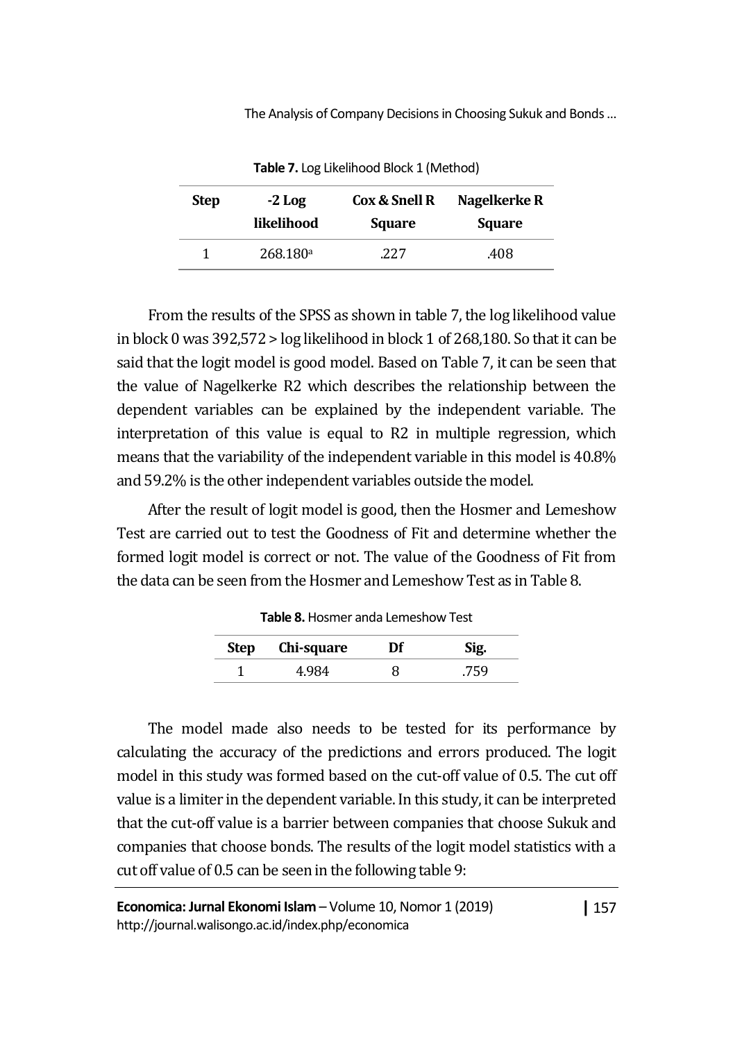**Table 7.** Log Likelihood Block 1 (Method)

| Step | -2 Log likelihood | Cox & Snell R Square | Nagelkerke R Square |
|---|---|---|---|
| 1 | 268.180[a] | .227 | .408 |

From the results of the SPSS as shown in table 7, the log likelihood value in block 0 was 392,572 > log likelihood in block 1 of 268,180. So that it can be said that the logit model is good model. Based on Table 7, it can be seen that the value of Nagelkerke R2 which describes the relationship between the dependent variables can be explained by the independent variable. The interpretation of this value is equal to R2 in multiple regression, which means that the variability of the independent variable in this model is 40.8% and 59.2% is the other independent variables outside the model.

After the result of logit model is good, then the Hosmer and Lemeshow Test are carried out to test the Goodness of Fit and determine whether the formed logit model is correct or not. The value of the Goodness of Fit from the data can be seen from the Hosmer and Lemeshow Test as in Table 8.

**Table 8.** Hosmer anda Lemeshow Test

| Step | Chi-square | Df | Sig. |
|---|---|---|---|
| 1 | 4.984 | 8 | .759 |

The model made also needs to be tested for its performance by calculating the accuracy of the predictions and errors produced. The logit model in this study was formed based on the cut-off value of 0.5. The cut off value is a limiter in the dependent variable. In this study, it can be interpreted that the cut-off value is a barrier between companies that choose Sukuk and companies that choose bonds. The results of the logit model statistics with a cut off value of 0.5 can be seen in the following table 9: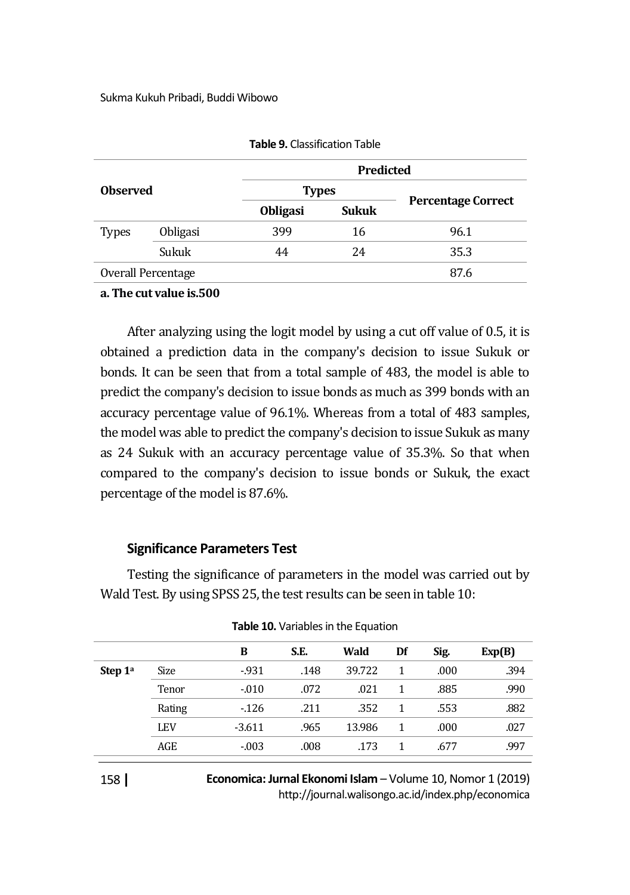**Table 9.** Classification Table

| Observed | | Predicted | | |
|---|---|---|---|---|
| | | Types | | Percentage Correct |
| | | Obligasi | Sukuk | |
| Types | Obligasi | 399 | 16 | 96.1 |
| | Sukuk | 44 | 24 | 35.3 |
| Overall Percentage | | | | 87.6 |

**a. The cut value is.500**

After analyzing using the logit model by using a cut off value of 0.5, it is obtained a prediction data in the company's decision to issue Sukuk or bonds. It can be seen that from a total sample of 483, the model is able to predict the company's decision to issue bonds as much as 399 bonds with an accuracy percentage value of 96.1%. Whereas from a total of 483 samples, the model was able to predict the company's decision to issue Sukuk as many as 24 Sukuk with an accuracy percentage value of 35.3%. So that when compared to the company's decision to issue bonds or Sukuk, the exact percentage of the model is 87.6%.

### Significance Parameters Test

Testing the significance of parameters in the model was carried out by Wald Test. By using SPSS 25, the test results can be seen in table 10:

**Table 10.** Variables in the Equation

| | | B | S.E. | Wald | Df | Sig. | Exp(B) |
|---|---|---|---|---|---|---|---|
| Step 1[a] | Size | -.931 | .148 | 39.722 | 1 | .000 | .394 |
| | Tenor | -.010 | .072 | .021 | 1 | .885 | .990 |
| | Rating | -.126 | .211 | .352 | 1 | .553 | .882 |
| | LEV | -3.611 | .965 | 13.986 | 1 | .000 | .027 |
| | AGE | -.003 | .008 | .173 | 1 | .677 | .997 |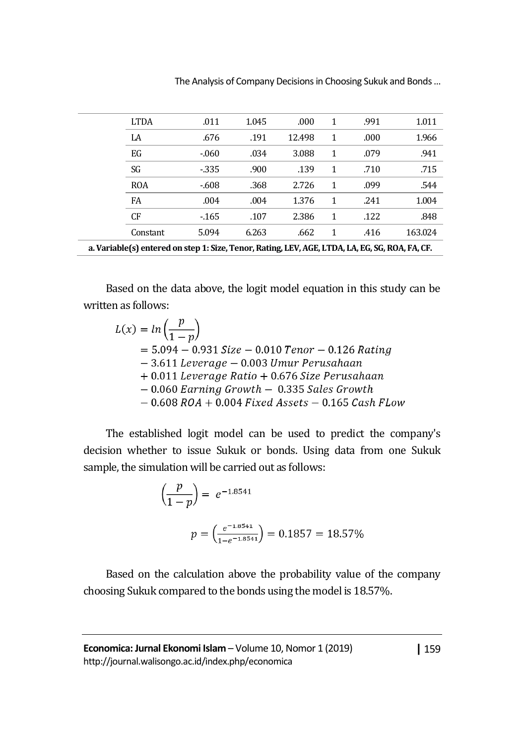| LTDA | .011 | 1.045 | .000 | 1 | .991 | 1.011 |
|---|---|---|---|---|---|---|
| LA | .676 | .191 | 12.498 | 1 | .000 | 1.966 |
| EG | -.060 | .034 | 3.088 | 1 | .079 | .941 |
| SG | -.335 | .900 | .139 | 1 | .710 | .715 |
| ROA | -.608 | .368 | 2.726 | 1 | .099 | .544 |
| FA | .004 | .004 | 1.376 | 1 | .241 | 1.004 |
| CF | -.165 | .107 | 2.386 | 1 | .122 | .848 |
| Constant | 5.094 | 6.263 | .662 | 1 | .416 | 163.024 |

**a. Variable(s) entered on step 1: Size, Tenor, Rating, LEV, AGE, LTDA, LA, EG, SG, ROA, FA, CF.**

Based on the data above, the logit model equation in this study can be written as follows:

$$
\begin{aligned}
L(x) = ln\left(\frac{p}{1-p}\right) &= 5.094 - 0.931\ Size - 0.010\ Tenor - 0.126\ Rating \\
&- 3.611\ Leverage - 0.003\ Umur\ Perusahaan \\
&+ 0.011\ Leverage\ Ratio + 0.676\ Size\ Perusahaan \\
&- 0.060\ Earning\ Growth - 0.335\ Sales\ Growth \\
&- 0.608\ ROA + 0.004\ Fixed\ Assets - 0.165\ Cash\ FLow
\end{aligned}
$$

The established logit model can be used to predict the company's decision whether to issue Sukuk or bonds. Using data from one Sukuk sample, the simulation will be carried out as follows:

$$\left(\frac{p}{1-p}\right) = e^{-1.8541}$$

$$p = \left(\frac{e^{-1.8541}}{1-e^{-1.8541}}\right) = 0.1857 = 18.57\%$$

Based on the calculation above the probability value of the company choosing Sukuk compared to the bonds using the model is 18.57%.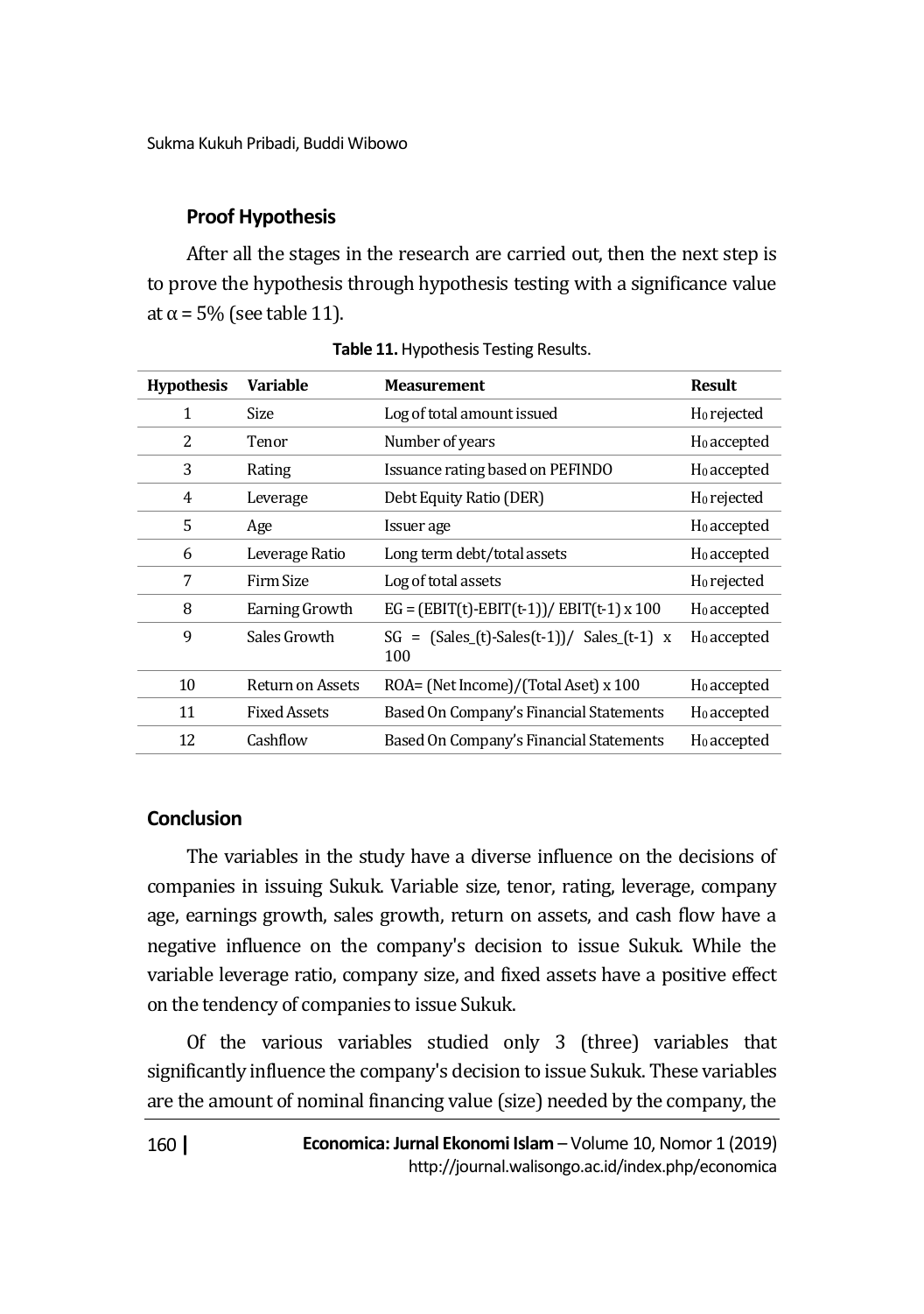### Proof Hypothesis

After all the stages in the research are carried out, then the next step is to prove the hypothesis through hypothesis testing with a significance value at $\alpha = 5\%$ (see table 11).

**Table 11.** Hypothesis Testing Results.

| Hypothesis | Variable | Measurement | Result |
|---|---|---|---|
| 1 | Size | Log of total amount issued | $H_0$ rejected |
| 2 | Tenor | Number of years | $H_0$ accepted |
| 3 | Rating | Issuance rating based on PEFINDO | $H_0$ accepted |
| 4 | Leverage | Debt Equity Ratio (DER) | $H_0$ rejected |
| 5 | Age | Issuer age | $H_0$ accepted |
| 6 | Leverage Ratio | Long term debt/total assets | $H_0$ accepted |
| 7 | Firm Size | Log of total assets | $H_0$ rejected |
| 8 | Earning Growth | EG = (EBIT(t)-EBIT(t-1))/ EBIT(t-1) x 100 | $H_0$ accepted |
| 9 | Sales Growth | SG = (Sales_(t)-Sales(t-1))/ Sales_(t-1) x 100 | $H_0$ accepted |
| 10 | Return on Assets | ROA= (Net Income)/(Total Aset) x 100 | $H_0$ accepted |
| 11 | Fixed Assets | Based On Company's Financial Statements | $H_0$ accepted |
| 12 | Cashflow | Based On Company's Financial Statements | $H_0$ accepted |

## Conclusion

The variables in the study have a diverse influence on the decisions of companies in issuing Sukuk. Variable size, tenor, rating, leverage, company age, earnings growth, sales growth, return on assets, and cash flow have a negative influence on the company's decision to issue Sukuk. While the variable leverage ratio, company size, and fixed assets have a positive effect on the tendency of companies to issue Sukuk.

Of the various variables studied only 3 (three) variables that significantly influence the company's decision to issue Sukuk. These variables are the amount of nominal financing value (size) needed by the company, the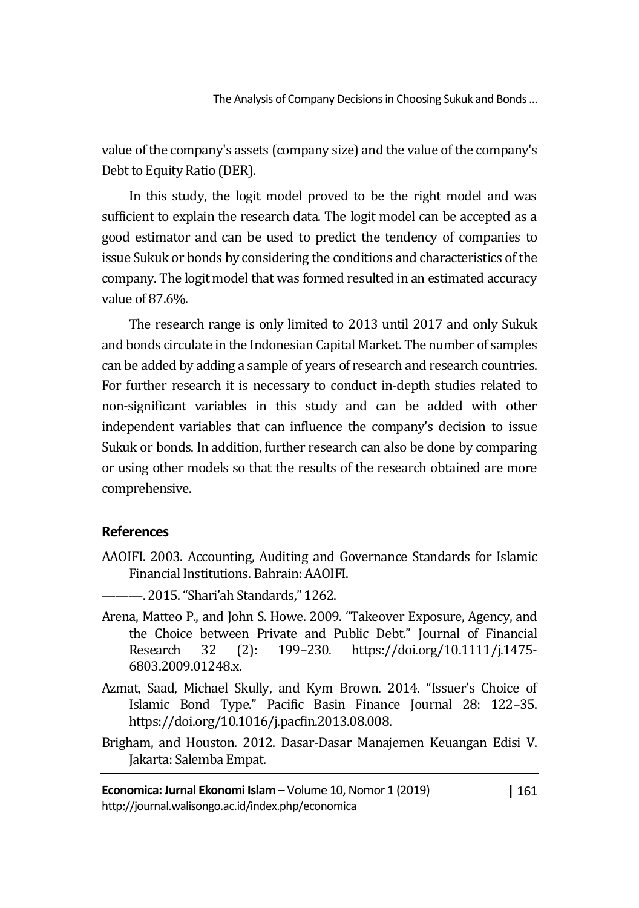value of the company's assets (company size) and the value of the company's Debt to Equity Ratio (DER).

In this study, the logit model proved to be the right model and was sufficient to explain the research data. The logit model can be accepted as a good estimator and can be used to predict the tendency of companies to issue Sukuk or bonds by considering the conditions and characteristics of the company. The logit model that was formed resulted in an estimated accuracy value of 87.6%.

The research range is only limited to 2013 until 2017 and only Sukuk and bonds circulate in the Indonesian Capital Market. The number of samples can be added by adding a sample of years of research and research countries. For further research it is necessary to conduct in-depth studies related to non-significant variables in this study and can be added with other independent variables that can influence the company's decision to issue Sukuk or bonds. In addition, further research can also be done by comparing or using other models so that the results of the research obtained are more comprehensive.

## References

AAOIFI. 2003. Accounting, Auditing and Governance Standards for Islamic Financial Institutions. Bahrain: AAOIFI.

———. 2015. "Shari'ah Standards," 1262.

Arena, Matteo P., and John S. Howe. 2009. "Takeover Exposure, Agency, and the Choice between Private and Public Debt." Journal of Financial Research 32 (2): 199–230. https://doi.org/10.1111/j.1475-6803.2009.01248.x.

Azmat, Saad, Michael Skully, and Kym Brown. 2014. "Issuer's Choice of Islamic Bond Type." Pacific Basin Finance Journal 28: 122–35. https://doi.org/10.1016/j.pacfin.2013.08.008.

Brigham, and Houston. 2012. Dasar-Dasar Manajemen Keuangan Edisi V. Jakarta: Salemba Empat.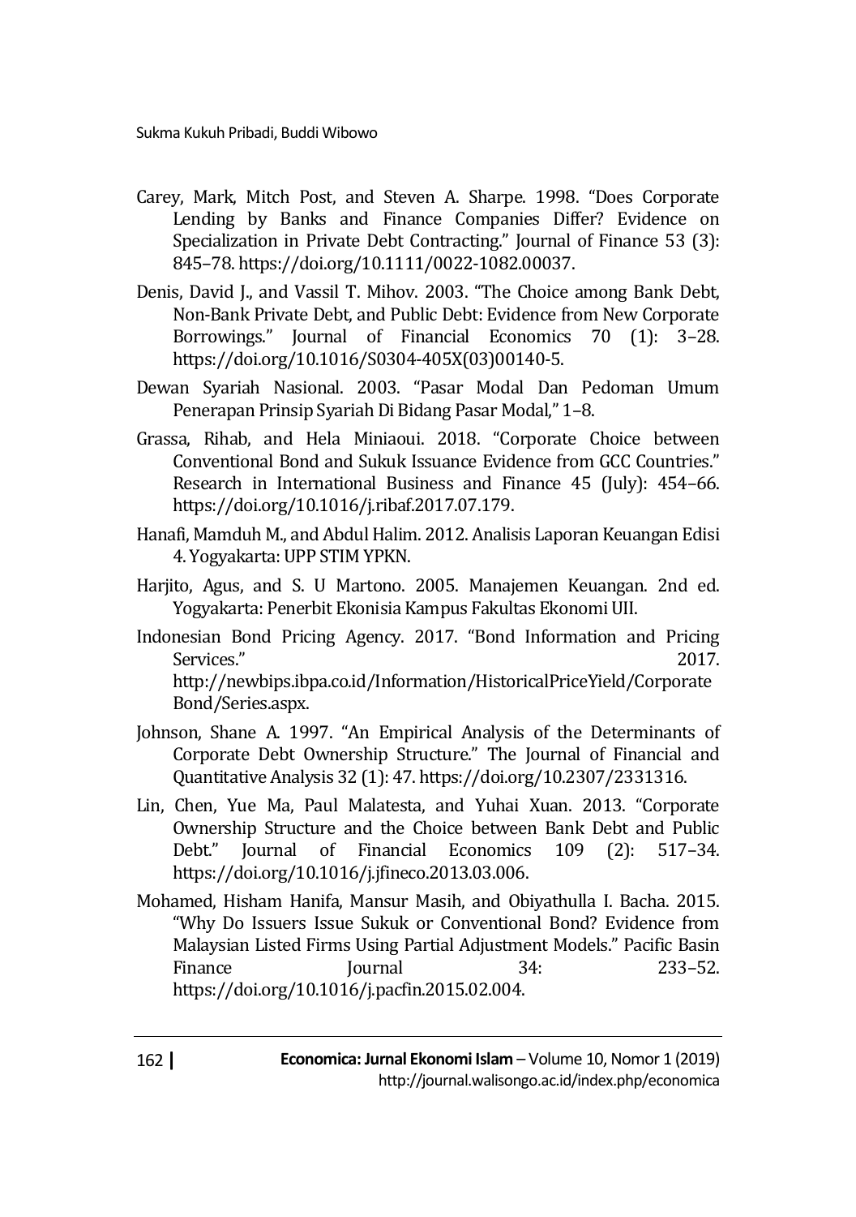Carey, Mark, Mitch Post, and Steven A. Sharpe. 1998. "Does Corporate Lending by Banks and Finance Companies Differ? Evidence on Specialization in Private Debt Contracting." Journal of Finance 53 (3): 845–78. https://doi.org/10.1111/0022-1082.00037.

Denis, David J., and Vassil T. Mihov. 2003. "The Choice among Bank Debt, Non-Bank Private Debt, and Public Debt: Evidence from New Corporate Borrowings." Journal of Financial Economics 70 (1): 3–28. https://doi.org/10.1016/S0304-405X(03)00140-5.

Dewan Syariah Nasional. 2003. "Pasar Modal Dan Pedoman Umum Penerapan Prinsip Syariah Di Bidang Pasar Modal," 1–8.

Grassa, Rihab, and Hela Miniaoui. 2018. "Corporate Choice between Conventional Bond and Sukuk Issuance Evidence from GCC Countries." Research in International Business and Finance 45 (July): 454–66. https://doi.org/10.1016/j.ribaf.2017.07.179.

Hanafi, Mamduh M., and Abdul Halim. 2012. Analisis Laporan Keuangan Edisi 4. Yogyakarta: UPP STIM YPKN.

Harjito, Agus, and S. U Martono. 2005. Manajemen Keuangan. 2nd ed. Yogyakarta: Penerbit Ekonisia Kampus Fakultas Ekonomi UII.

Indonesian Bond Pricing Agency. 2017. "Bond Information and Pricing Services." 2017. http://newbips.ibpa.co.id/Information/HistoricalPriceYield/CorporateBond/Series.aspx.

Johnson, Shane A. 1997. "An Empirical Analysis of the Determinants of Corporate Debt Ownership Structure." The Journal of Financial and Quantitative Analysis 32 (1): 47. https://doi.org/10.2307/2331316.

Lin, Chen, Yue Ma, Paul Malatesta, and Yuhai Xuan. 2013. "Corporate Ownership Structure and the Choice between Bank Debt and Public Debt." Journal of Financial Economics 109 (2): 517–34. https://doi.org/10.1016/j.jfineco.2013.03.006.

Mohamed, Hisham Hanifa, Mansur Masih, and Obiyathulla I. Bacha. 2015. "Why Do Issuers Issue Sukuk or Conventional Bond? Evidence from Malaysian Listed Firms Using Partial Adjustment Models." Pacific Basin Finance Journal 34: 233–52. https://doi.org/10.1016/j.pacfin.2015.02.004.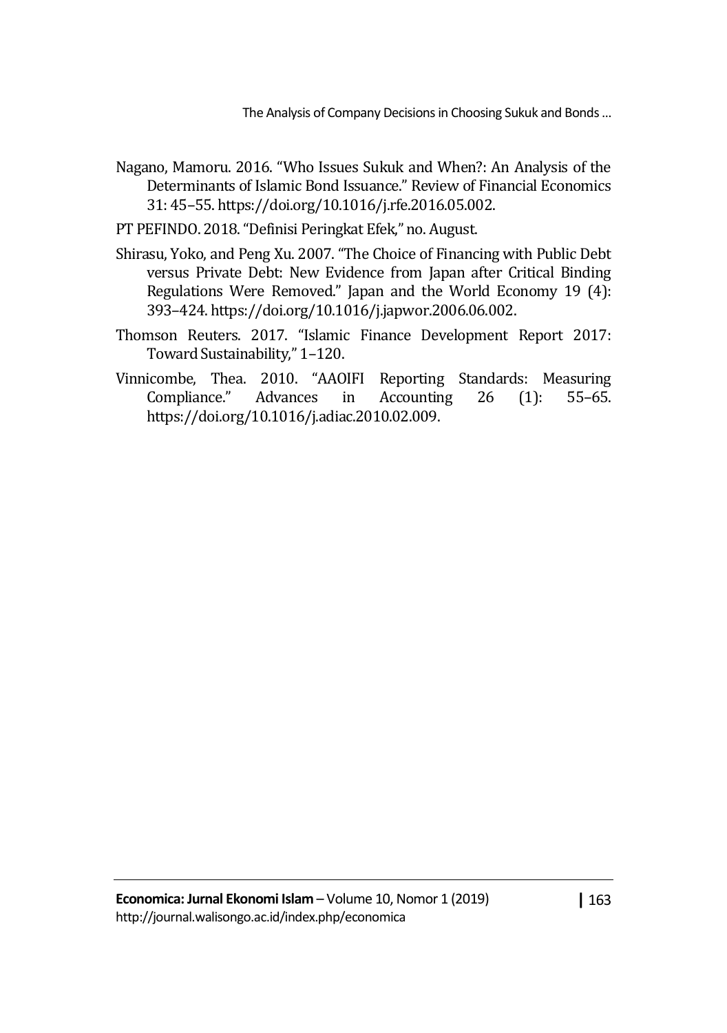Nagano, Mamoru. 2016. "Who Issues Sukuk and When?: An Analysis of the Determinants of Islamic Bond Issuance." Review of Financial Economics 31: 45–55. https://doi.org/10.1016/j.rfe.2016.05.002.

PT PEFINDO. 2018. "Definisi Peringkat Efek," no. August.

Shirasu, Yoko, and Peng Xu. 2007. "The Choice of Financing with Public Debt versus Private Debt: New Evidence from Japan after Critical Binding Regulations Were Removed." Japan and the World Economy 19 (4): 393–424. https://doi.org/10.1016/j.japwor.2006.06.002.

Thomson Reuters. 2017. "Islamic Finance Development Report 2017: Toward Sustainability," 1–120.

Vinnicombe, Thea. 2010. "AAOIFI Reporting Standards: Measuring Compliance." Advances in Accounting 26 (1): 55–65. https://doi.org/10.1016/j.adiac.2010.02.009.